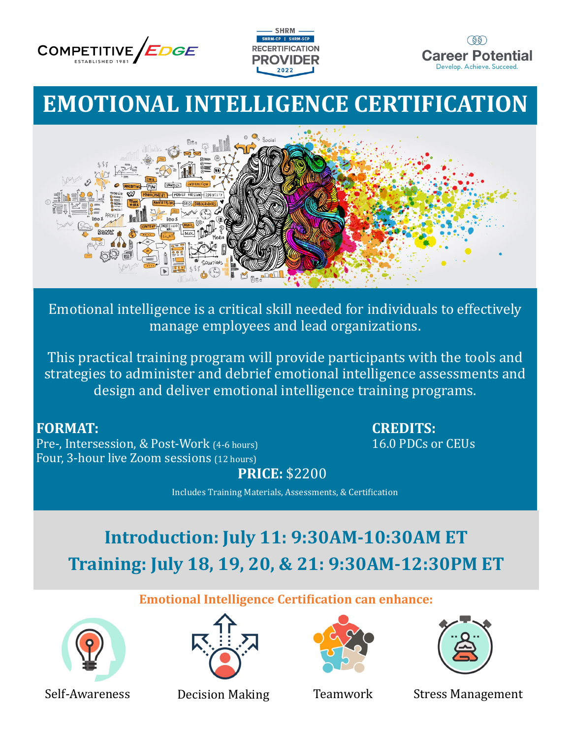COMPETITIVE EDGE
ESTABLISHED 1981

SHRM
SHRM-CP | SHRM-SCP
RECERTIFICATION
PROVIDER
2022

Career Potential
Develop. Achieve. Succeed.

# EMOTIONAL INTELLIGENCE CERTIFICATION

Emotional intelligence is a critical skill needed for individuals to effectively manage employees and lead organizations.

This practical training program will provide participants with the tools and strategies to administer and debrief emotional intelligence assessments and design and deliver emotional intelligence training programs.

**FORMAT:**
Pre-, Intersession, & Post-Work (4-6 hours)
Four, 3-hour live Zoom sessions (12 hours)

**CREDITS:**
16.0 PDCs or CEUs

**PRICE:** $2200

Includes Training Materials, Assessments, & Certification

## Introduction: July 11: 9:30AM-10:30AM ET

## Training: July 18, 19, 20, & 21: 9:30AM-12:30PM ET

**Emotional Intelligence Certification can enhance:**

- Self-Awareness
- Decision Making
- Teamwork
- Stress Management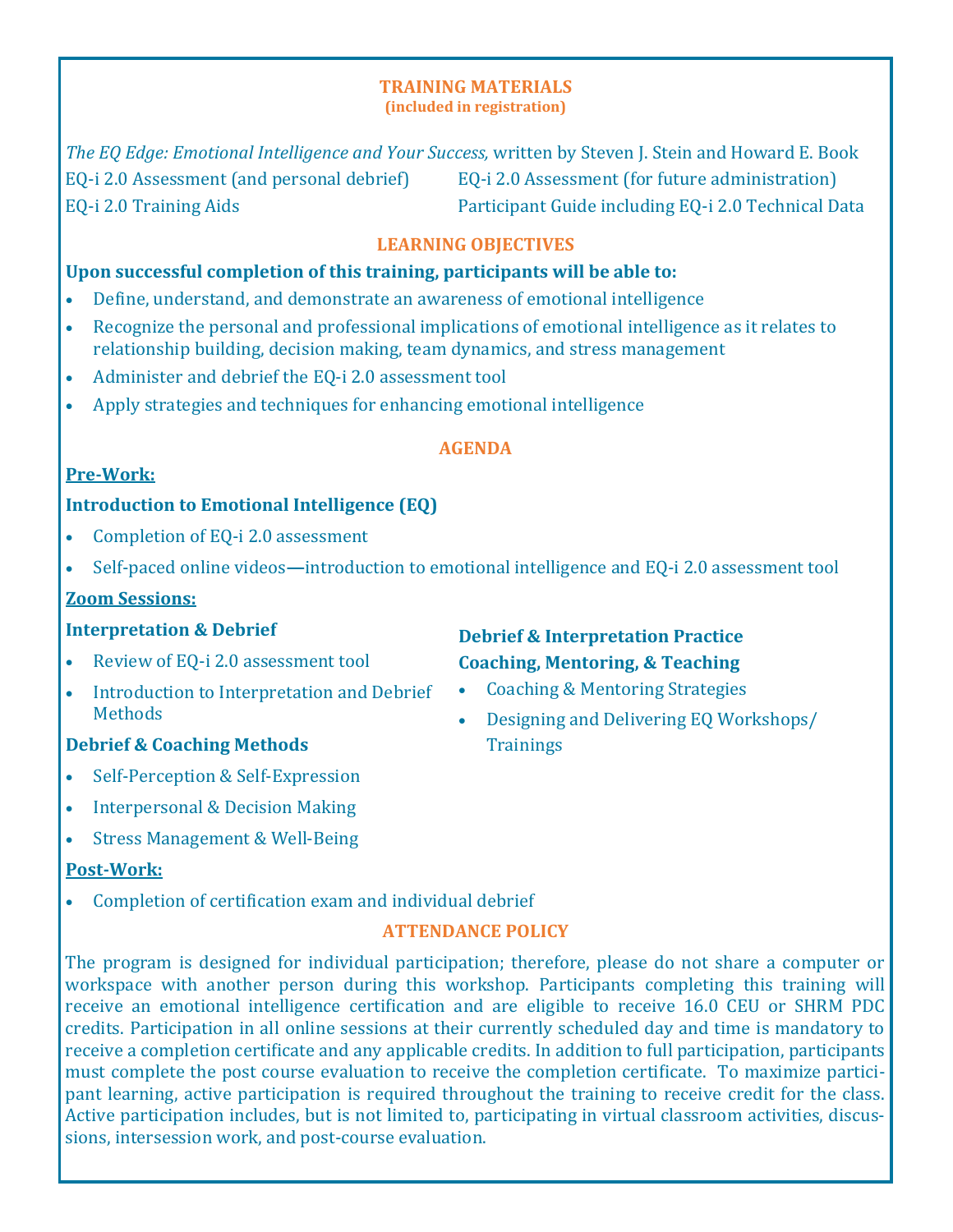## TRAINING MATERIALS

**(included in registration)**

*The EQ Edge: Emotional Intelligence and Your Success,* written by Steven J. Stein and Howard E. Book

- EQ-i 2.0 Assessment (and personal debrief)
- EQ-i 2.0 Assessment (for future administration)
- EQ-i 2.0 Training Aids
- Participant Guide including EQ-i 2.0 Technical Data

## LEARNING OBJECTIVES

**Upon successful completion of this training, participants will be able to:**

- Define, understand, and demonstrate an awareness of emotional intelligence
- Recognize the personal and professional implications of emotional intelligence as it relates to relationship building, decision making, team dynamics, and stress management
- Administer and debrief the EQ-i 2.0 assessment tool
- Apply strategies and techniques for enhancing emotional intelligence

## AGENDA

**Pre-Work:**

**Introduction to Emotional Intelligence (EQ)**

- Completion of EQ-i 2.0 assessment
- Self-paced online videos—introduction to emotional intelligence and EQ-i 2.0 assessment tool

**Zoom Sessions:**

**Interpretation & Debrief**

- Review of EQ-i 2.0 assessment tool
- Introduction to Interpretation and Debrief Methods

**Debrief & Coaching Methods**

- Self-Perception & Self-Expression
- Interpersonal & Decision Making
- Stress Management & Well-Being

**Debrief & Interpretation Practice**

**Coaching, Mentoring, & Teaching**

- Coaching & Mentoring Strategies
- Designing and Delivering EQ Workshops/Trainings

**Post-Work:**

- Completion of certification exam and individual debrief

## ATTENDANCE POLICY

The program is designed for individual participation; therefore, please do not share a computer or workspace with another person during this workshop. Participants completing this training will receive an emotional intelligence certification and are eligible to receive 16.0 CEU or SHRM PDC credits. Participation in all online sessions at their currently scheduled day and time is mandatory to receive a completion certificate and any applicable credits. In addition to full participation, participants must complete the post course evaluation to receive the completion certificate. To maximize participant learning, active participation is required throughout the training to receive credit for the class. Active participation includes, but is not limited to, participating in virtual classroom activities, discussions, intersession work, and post-course evaluation.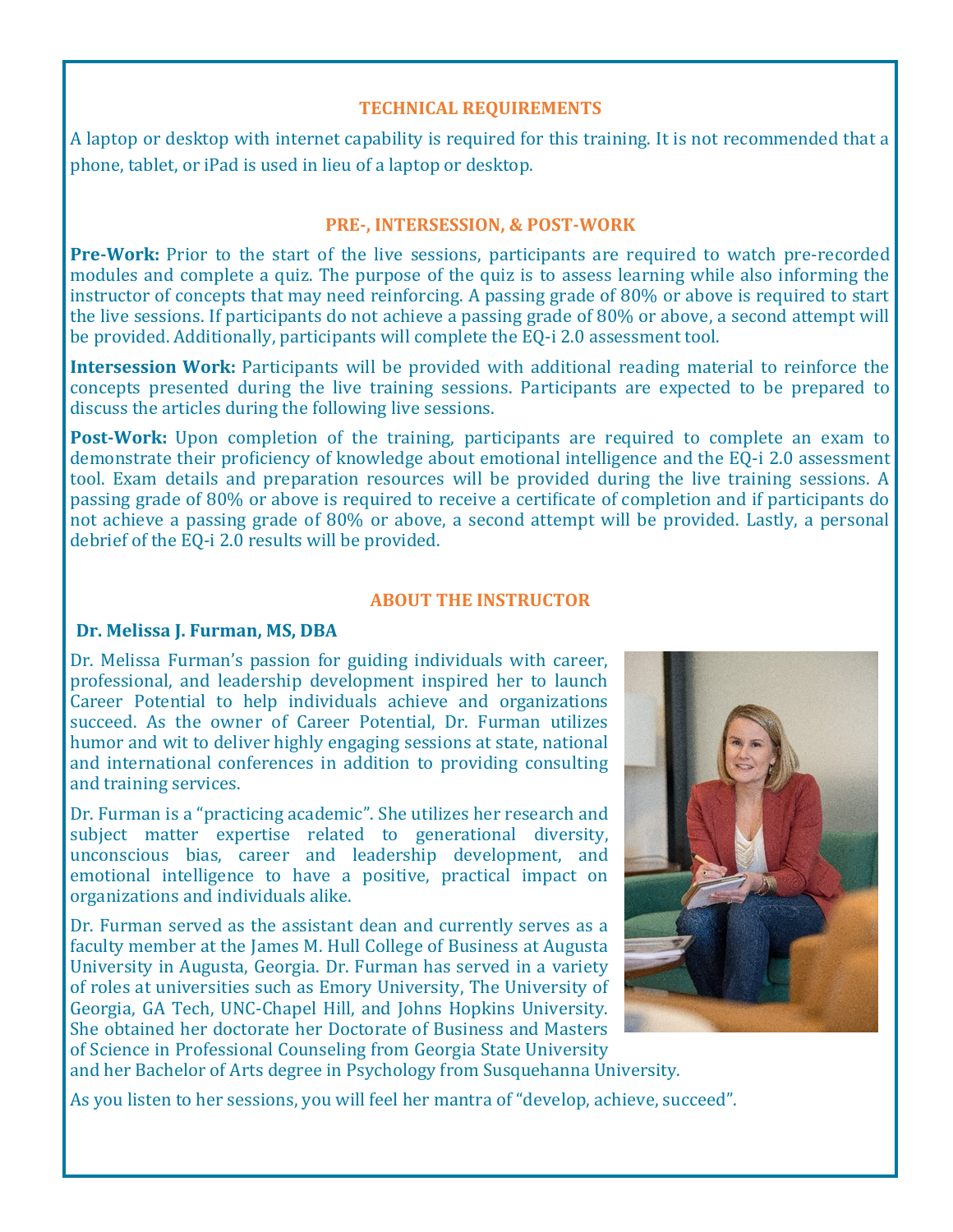## TECHNICAL REQUIREMENTS

A laptop or desktop with internet capability is required for this training. It is not recommended that a phone, tablet, or iPad is used in lieu of a laptop or desktop.

## PRE-, INTERSESSION, & POST-WORK

**Pre-Work:** Prior to the start of the live sessions, participants are required to watch pre-recorded modules and complete a quiz. The purpose of the quiz is to assess learning while also informing the instructor of concepts that may need reinforcing. A passing grade of 80% or above is required to start the live sessions. If participants do not achieve a passing grade of 80% or above, a second attempt will be provided. Additionally, participants will complete the EQ-i 2.0 assessment tool.

**Intersession Work:** Participants will be provided with additional reading material to reinforce the concepts presented during the live training sessions. Participants are expected to be prepared to discuss the articles during the following live sessions.

**Post-Work:** Upon completion of the training, participants are required to complete an exam to demonstrate their proficiency of knowledge about emotional intelligence and the EQ-i 2.0 assessment tool. Exam details and preparation resources will be provided during the live training sessions. A passing grade of 80% or above is required to receive a certificate of completion and if participants do not achieve a passing grade of 80% or above, a second attempt will be provided. Lastly, a personal debrief of the EQ-i 2.0 results will be provided.

## ABOUT THE INSTRUCTOR

**Dr. Melissa J. Furman, MS, DBA**

Dr. Melissa Furman's passion for guiding individuals with career, professional, and leadership development inspired her to launch Career Potential to help individuals achieve and organizations succeed. As the owner of Career Potential, Dr. Furman utilizes humor and wit to deliver highly engaging sessions at state, national and international conferences in addition to providing consulting and training services.

Dr. Furman is a "practicing academic". She utilizes her research and subject matter expertise related to generational diversity, unconscious bias, career and leadership development, and emotional intelligence to have a positive, practical impact on organizations and individuals alike.

Dr. Furman served as the assistant dean and currently serves as a faculty member at the James M. Hull College of Business at Augusta University in Augusta, Georgia. Dr. Furman has served in a variety of roles at universities such as Emory University, The University of Georgia, GA Tech, UNC-Chapel Hill, and Johns Hopkins University. She obtained her doctorate her Doctorate of Business and Masters of Science in Professional Counseling from Georgia State University and her Bachelor of Arts degree in Psychology from Susquehanna University.

As you listen to her sessions, you will feel her mantra of "develop, achieve, succeed".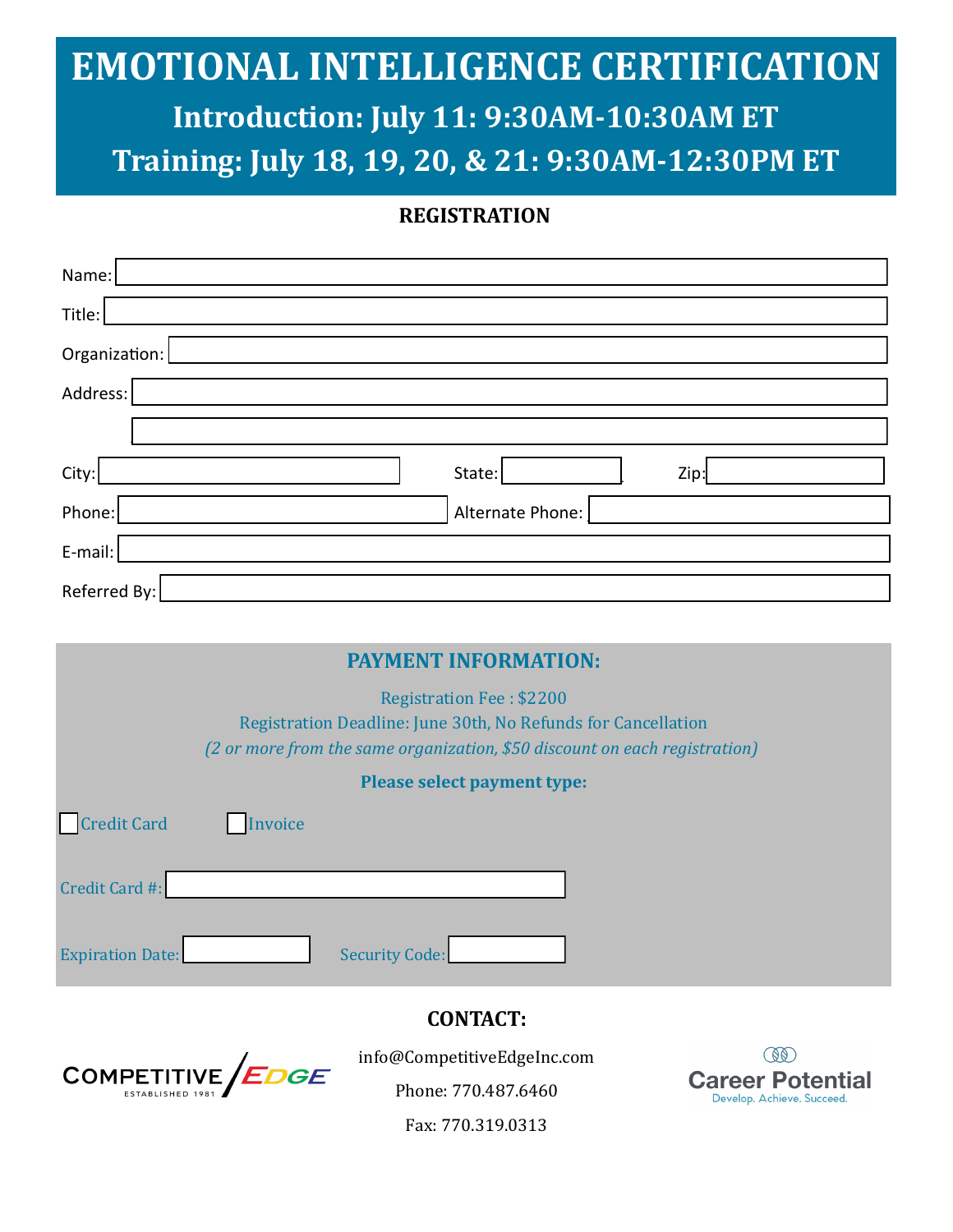# EMOTIONAL INTELLIGENCE CERTIFICATION

## Introduction: July 11: 9:30AM-10:30AM ET

## Training: July 18, 19, 20, & 21: 9:30AM-12:30PM ET

**REGISTRATION**

Name:

Title:

Organization:

Address:

City: State: Zip:

Phone: Alternate Phone:

E-mail:

Referred By:

**PAYMENT INFORMATION:**

Registration Fee : $2200

Registration Deadline: June 30th, No Refunds for Cancellation

*(2 or more from the same organization, $50 discount on each registration)*

**Please select payment type:**

☐ Credit Card ☐ Invoice

Credit Card #:

Expiration Date: Security Code:

**CONTACT:**

COMPETITIVE EDGE
ESTABLISHED 1981

info@CompetitiveEdgeInc.com

Phone: 770.487.6460

Fax: 770.319.0313

Career Potential
Develop. Achieve. Succeed.